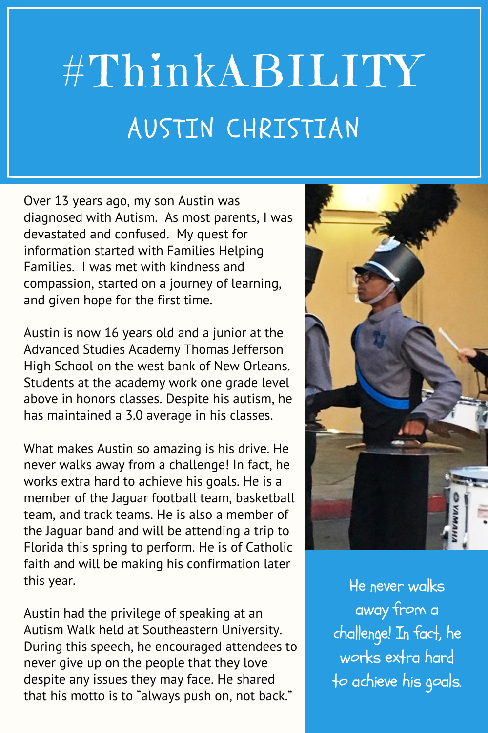# #ThinkABILITY

## AUSTIN CHRISTIAN

Over 13 years ago, my son Austin was diagnosed with Autism. As most parents, I was devastated and confused. My quest for information started with Families Helping Families. I was met with kindness and compassion, started on a journey of learning, and given hope for the first time.

Austin is now 16 years old and a junior at the Advanced Studies Academy Thomas Jefferson High School on the west bank of New Orleans. Students at the academy work one grade level above in honors classes. Despite his autism, he has maintained a 3.0 average in his classes.

What makes Austin so amazing is his drive. He never walks away from a challenge! In fact, he works extra hard to achieve his goals. He is a member of the Jaguar football team, basketball team, and track teams. He is also a member of the Jaguar band and will be attending a trip to Florida this spring to perform. He is of Catholic faith and will be making his confirmation later this year.

Austin had the privilege of speaking at an Autism Walk held at Southeastern University. During this speech, he encouraged attendees to never give up on the people that they love despite any issues they may face. He shared that his motto is to "always push on, not back."

He never walks away from a challenge! In fact, he works extra hard to achieve his goals.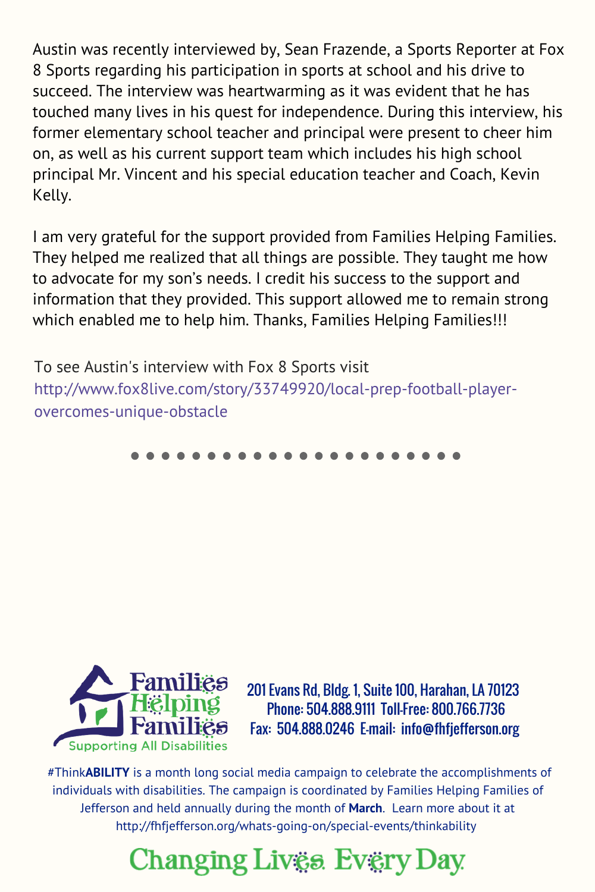Austin was recently interviewed by, Sean Frazende, a Sports Reporter at Fox 8 Sports regarding his participation in sports at school and his drive to succeed. The interview was heartwarming as it was evident that he has touched many lives in his quest for independence. During this interview, his former elementary school teacher and principal were present to cheer him on, as well as his current support team which includes his high school principal Mr. Vincent and his special education teacher and Coach, Kevin Kelly.

I am very grateful for the support provided from Families Helping Families. They helped me realized that all things are possible. They taught me how to advocate for my son's needs. I credit his success to the support and information that they provided. This support allowed me to remain strong which enabled me to help him. Thanks, Families Helping Families!!!

To see Austin's interview with Fox 8 Sports visit http://www.fox8live.com/story/33749920/local-prep-football-player-overcomes-unique-obstacle

Families Helping Families
Supporting All Disabilities

201 Evans Rd, Bldg. 1, Suite 100, Harahan, LA 70123
Phone: 504.888.9111 Toll-Free: 800.766.7736
Fax: 504.888.0246 E-mail: info@fhfjefferson.org

#Think**ABILITY** is a month long social media campaign to celebrate the accomplishments of individuals with disabilities. The campaign is coordinated by Families Helping Families of Jefferson and held annually during the month of **March**. Learn more about it at http://fhfjefferson.org/whats-going-on/special-events/thinkability

Changing Lives Every Day